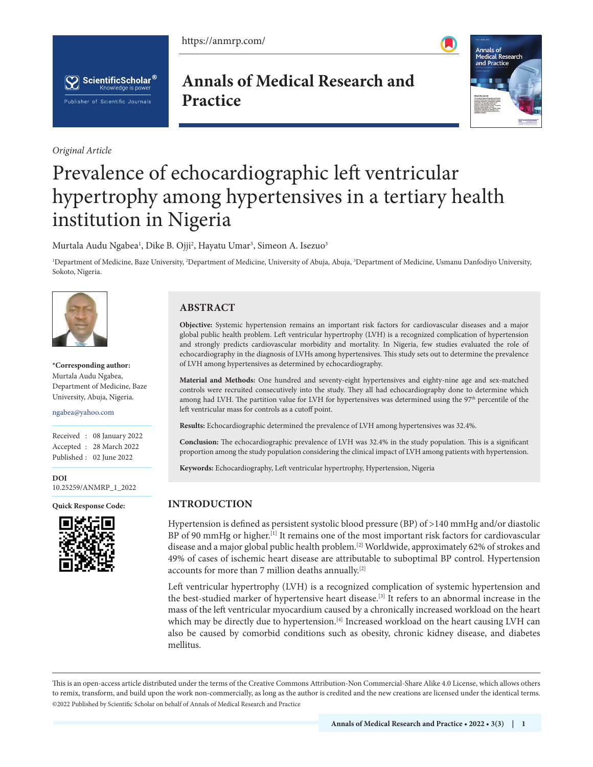*Original Article*

# Prevalence of echocardiographic left ventricular hypertrophy among hypertensives in a tertiary health institution in Nigeria

Murtala Audu Ngabea[1], Dike B. Ojji[2], Hayatu Umar[3], Simeon A. Isezuo[3]

[1]Department of Medicine, Baze University, [2]Department of Medicine, University of Abuja, Abuja, [3]Department of Medicine, Usmanu Danfodiyo University, Sokoto, Nigeria.

**\*Corresponding author:**
Murtala Audu Ngabea,
Department of Medicine, Baze University, Abuja, Nigeria.

ngabea@yahoo.com

Received : 08 January 2022
Accepted : 28 March 2022
Published : 02 June 2022

**DOI**
10.25259/ANMRP_1_2022

**Quick Response Code:**

## ABSTRACT

**Objective:** Systemic hypertension remains an important risk factors for cardiovascular diseases and a major global public health problem. Left ventricular hypertrophy (LVH) is a recognized complication of hypertension and strongly predicts cardiovascular morbidity and mortality. In Nigeria, few studies evaluated the role of echocardiography in the diagnosis of LVHs among hypertensives. This study sets out to determine the prevalence of LVH among hypertensives as determined by echocardiography.

**Material and Methods:** One hundred and seventy-eight hypertensives and eighty-nine age and sex-matched controls were recruited consecutively into the study. They all had echocardiography done to determine which among had LVH. The partition value for LVH for hypertensives was determined using the 97th percentile of the left ventricular mass for controls as a cutoff point.

**Results:** Echocardiographic determined the prevalence of LVH among hypertensives was 32.4%.

**Conclusion:** The echocardiographic prevalence of LVH was 32.4% in the study population. This is a significant proportion among the study population considering the clinical impact of LVH among patients with hypertension.

**Keywords:** Echocardiography, Left ventricular hypertrophy, Hypertension, Nigeria

## INTRODUCTION

Hypertension is defined as persistent systolic blood pressure (BP) of >140 mmHg and/or diastolic BP of 90 mmHg or higher.[1] It remains one of the most important risk factors for cardiovascular disease and a major global public health problem.[2] Worldwide, approximately 62% of strokes and 49% of cases of ischemic heart disease are attributable to suboptimal BP control. Hypertension accounts for more than 7 million deaths annually.[2]

Left ventricular hypertrophy (LVH) is a recognized complication of systemic hypertension and the best-studied marker of hypertensive heart disease.[3] It refers to an abnormal increase in the mass of the left ventricular myocardium caused by a chronically increased workload on the heart which may be directly due to hypertension.[4] Increased workload on the heart causing LVH can also be caused by comorbid conditions such as obesity, chronic kidney disease, and diabetes mellitus.

This is an open-access article distributed under the terms of the Creative Commons Attribution-Non Commercial-Share Alike 4.0 License, which allows others to remix, transform, and build upon the work non-commercially, as long as the author is credited and the new creations are licensed under the identical terms.
©2022 Published by Scientific Scholar on behalf of Annals of Medical Research and Practice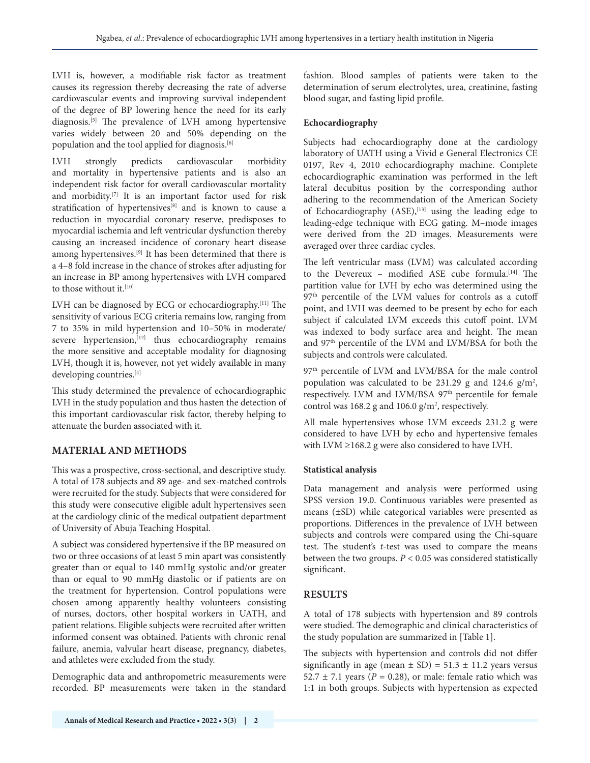LVH is, however, a modifiable risk factor as treatment causes its regression thereby decreasing the rate of adverse cardiovascular events and improving survival independent of the degree of BP lowering hence the need for its early diagnosis.[5] The prevalence of LVH among hypertensive varies widely between 20 and 50% depending on the population and the tool applied for diagnosis.[6]

LVH strongly predicts cardiovascular morbidity and mortality in hypertensive patients and is also an independent risk factor for overall cardiovascular mortality and morbidity.[7] It is an important factor used for risk stratification of hypertensives[8] and is known to cause a reduction in myocardial coronary reserve, predisposes to myocardial ischemia and left ventricular dysfunction thereby causing an increased incidence of coronary heart disease among hypertensives.[9] It has been determined that there is a 4–8 fold increase in the chance of strokes after adjusting for an increase in BP among hypertensives with LVH compared to those without it.[10]

LVH can be diagnosed by ECG or echocardiography.[11] The sensitivity of various ECG criteria remains low, ranging from 7 to 35% in mild hypertension and 10–50% in moderate/severe hypertension,[12] thus echocardiography remains the more sensitive and acceptable modality for diagnosing LVH, though it is, however, not yet widely available in many developing countries.[4]

This study determined the prevalence of echocardiographic LVH in the study population and thus hasten the detection of this important cardiovascular risk factor, thereby helping to attenuate the burden associated with it.

## MATERIAL AND METHODS

This was a prospective, cross-sectional, and descriptive study. A total of 178 subjects and 89 age- and sex-matched controls were recruited for the study. Subjects that were considered for this study were consecutive eligible adult hypertensives seen at the cardiology clinic of the medical outpatient department of University of Abuja Teaching Hospital.

A subject was considered hypertensive if the BP measured on two or three occasions of at least 5 min apart was consistently greater than or equal to 140 mmHg systolic and/or greater than or equal to 90 mmHg diastolic or if patients are on the treatment for hypertension. Control populations were chosen among apparently healthy volunteers consisting of nurses, doctors, other hospital workers in UATH, and patient relations. Eligible subjects were recruited after written informed consent was obtained. Patients with chronic renal failure, anemia, valvular heart disease, pregnancy, diabetes, and athletes were excluded from the study.

Demographic data and anthropometric measurements were recorded. BP measurements were taken in the standard fashion. Blood samples of patients were taken to the determination of serum electrolytes, urea, creatinine, fasting blood sugar, and fasting lipid profile.

### Echocardiography

Subjects had echocardiography done at the cardiology laboratory of UATH using a Vivid e General Electronics CE 0197, Rev 4, 2010 echocardiography machine. Complete echocardiographic examination was performed in the left lateral decubitus position by the corresponding author adhering to the recommendation of the American Society of Echocardiography (ASE),[13] using the leading edge to leading-edge technique with ECG gating. M–mode images were derived from the 2D images. Measurements were averaged over three cardiac cycles.

The left ventricular mass (LVM) was calculated according to the Devereux – modified ASE cube formula.[14] The partition value for LVH by echo was determined using the 97th percentile of the LVM values for controls as a cutoff point, and LVH was deemed to be present by echo for each subject if calculated LVM exceeds this cutoff point. LVM was indexed to body surface area and height. The mean and 97th percentile of the LVM and LVM/BSA for both the subjects and controls were calculated.

97th percentile of LVM and LVM/BSA for the male control population was calculated to be 231.29 g and 124.6 g/m$^2$, respectively. LVM and LVM/BSA 97th percentile for female control was 168.2 g and 106.0 g/m$^2$, respectively.

All male hypertensives whose LVM exceeds 231.2 g were considered to have LVH by echo and hypertensive females with LVM ≥168.2 g were also considered to have LVH.

### Statistical analysis

Data management and analysis were performed using SPSS version 19.0. Continuous variables were presented as means (±SD) while categorical variables were presented as proportions. Differences in the prevalence of LVH between subjects and controls were compared using the Chi-square test. The student's *t*-test was used to compare the means between the two groups. $P < 0.05$ was considered statistically significant.

## RESULTS

A total of 178 subjects with hypertension and 89 controls were studied. The demographic and clinical characteristics of the study population are summarized in [Table 1].

The subjects with hypertension and controls did not differ significantly in age (mean ± SD) = 51.3 ± 11.2 years versus 52.7 ± 7.1 years ($P = 0.28$), or male: female ratio which was 1:1 in both groups. Subjects with hypertension as expected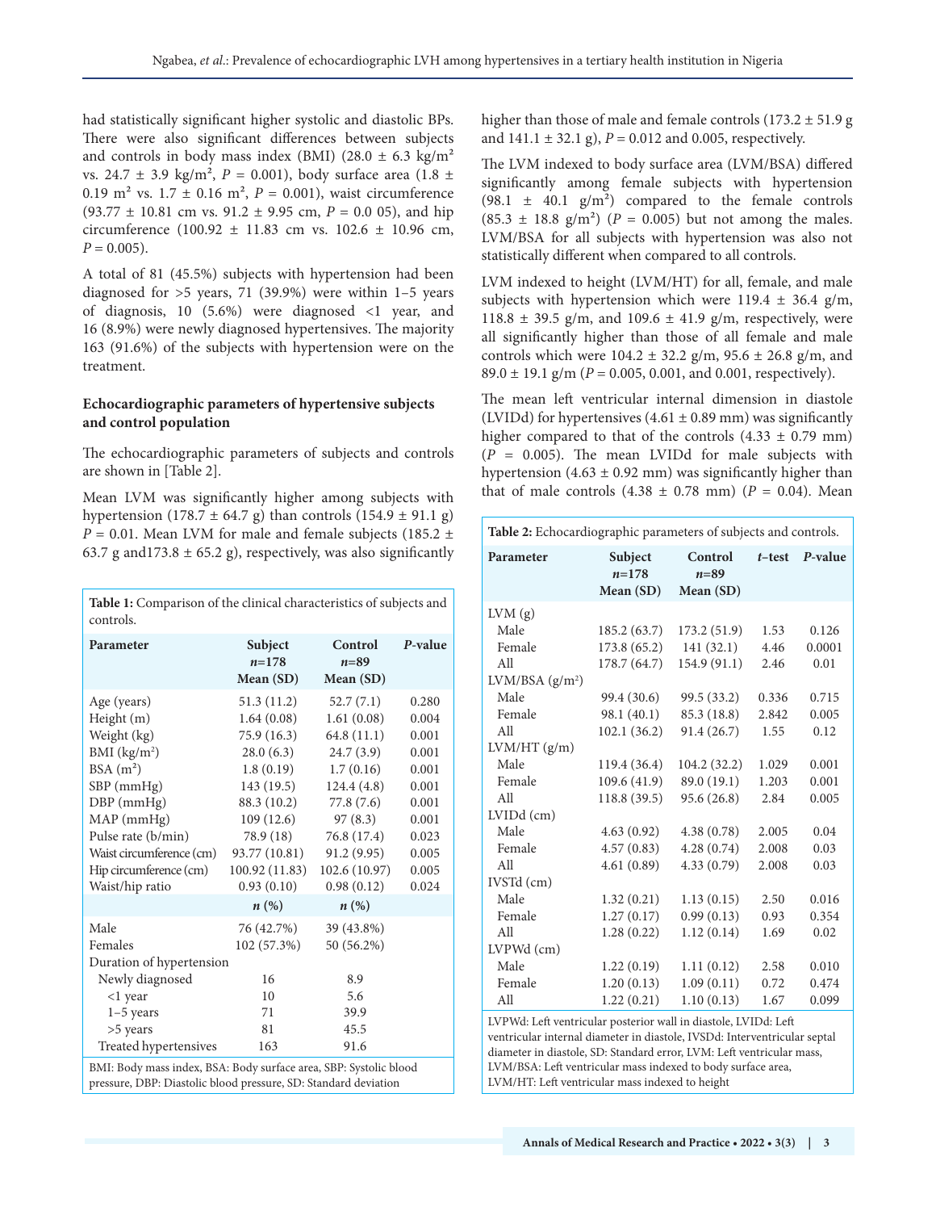had statistically significant higher systolic and diastolic BPs. There were also significant differences between subjects and controls in body mass index (BMI) (28.0 ± 6.3 kg/m² vs. 24.7 ± 3.9 kg/m², *P* = 0.001), body surface area (1.8 ± 0.19 m² vs. 1.7 ± 0.16 m², *P* = 0.001), waist circumference (93.77 ± 10.81 cm vs. 91.2 ± 9.95 cm, *P* = 0.0 05), and hip circumference (100.92 ± 11.83 cm vs. 102.6 ± 10.96 cm, *P* = 0.005).

A total of 81 (45.5%) subjects with hypertension had been diagnosed for >5 years, 71 (39.9%) were within 1–5 years of diagnosis, 10 (5.6%) were diagnosed <1 year, and 16 (8.9%) were newly diagnosed hypertensives. The majority 163 (91.6%) of the subjects with hypertension were on the treatment.

**Table 1:** Comparison of the clinical characteristics of subjects and controls.

| Parameter | Subject *n*=178 Mean (SD) | Control *n*=89 Mean (SD) | *P*-value |
|---|---|---|---|
| Age (years) | 51.3 (11.2) | 52.7 (7.1) | 0.280 |
| Height (m) | 1.64 (0.08) | 1.61 (0.08) | 0.004 |
| Weight (kg) | 75.9 (16.3) | 64.8 (11.1) | 0.001 |
| BMI (kg/m²) | 28.0 (6.3) | 24.7 (3.9) | 0.001 |
| BSA (m²) | 1.8 (0.19) | 1.7 (0.16) | 0.001 |
| SBP (mmHg) | 143 (19.5) | 124.4 (4.8) | 0.001 |
| DBP (mmHg) | 88.3 (10.2) | 77.8 (7.6) | 0.001 |
| MAP (mmHg) | 109 (12.6) | 97 (8.3) | 0.001 |
| Pulse rate (b/min) | 78.9 (18) | 76.8 (17.4) | 0.023 |
| Waist circumference (cm) | 93.77 (10.81) | 91.2 (9.95) | 0.005 |
| Hip circumference (cm) | 100.92 (11.83) | 102.6 (10.97) | 0.005 |
| Waist/hip ratio | 0.93 (0.10) | 0.98 (0.12) | 0.024 |
| | ***n* (%)** | ***n* (%)** | |
| Male | 76 (42.7%) | 39 (43.8%) | |
| Females | 102 (57.3%) | 50 (56.2%) | |
| Duration of hypertension | | | |
| Newly diagnosed | 16 | 8.9 | |
| <1 year | 10 | 5.6 | |
| 1–5 years | 71 | 39.9 | |
| >5 years | 81 | 45.5 | |
| Treated hypertensives | 163 | 91.6 | |

BMI: Body mass index, BSA: Body surface area, SBP: Systolic blood pressure, DBP: Diastolic blood pressure, SD: Standard deviation

### Echocardiographic parameters of hypertensive subjects and control population

The echocardiographic parameters of subjects and controls are shown in [Table 2].

Mean LVM was significantly higher among subjects with hypertension (178.7 ± 64.7 g) than controls (154.9 ± 91.1 g) *P* = 0.01. Mean LVM for male and female subjects (185.2 ± 63.7 g and173.8 ± 65.2 g), respectively, was also significantly higher than those of male and female controls (173.2 ± 51.9 g and 141.1 ± 32.1 g), *P* = 0.012 and 0.005, respectively.

The LVM indexed to body surface area (LVM/BSA) differed significantly among female subjects with hypertension (98.1 ± 40.1 g/m²) compared to the female controls (85.3 ± 18.8 g/m²) (*P* = 0.005) but not among the males. LVM/BSA for all subjects with hypertension was also not statistically different when compared to all controls.

LVM indexed to height (LVM/HT) for all, female, and male subjects with hypertension which were 119.4 ± 36.4 g/m, 118.8 ± 39.5 g/m, and 109.6 ± 41.9 g/m, respectively, were all significantly higher than those of all female and male controls which were 104.2 ± 32.2 g/m, 95.6 ± 26.8 g/m, and 89.0 ± 19.1 g/m (*P* = 0.005, 0.001, and 0.001, respectively).

The mean left ventricular internal dimension in diastole (LVIDd) for hypertensives (4.61 ± 0.89 mm) was significantly higher compared to that of the controls (4.33 ± 0.79 mm) (*P* = 0.005). The mean LVIDd for male subjects with hypertension (4.63 ± 0.92 mm) was significantly higher than that of male controls (4.38 ± 0.78 mm) (*P* = 0.04). Mean

**Table 2:** Echocardiographic parameters of subjects and controls.

| Parameter | Subject *n*=178 Mean (SD) | Control *n*=89 Mean (SD) | *t*–test | *P*-value |
|---|---|---|---|---|
| LVM (g) | | | | |
| Male | 185.2 (63.7) | 173.2 (51.9) | 1.53 | 0.126 |
| Female | 173.8 (65.2) | 141 (32.1) | 4.46 | 0.0001 |
| All | 178.7 (64.7) | 154.9 (91.1) | 2.46 | 0.01 |
| LVM/BSA (g/m²) | | | | |
| Male | 99.4 (30.6) | 99.5 (33.2) | 0.336 | 0.715 |
| Female | 98.1 (40.1) | 85.3 (18.8) | 2.842 | 0.005 |
| All | 102.1 (36.2) | 91.4 (26.7) | 1.55 | 0.12 |
| LVM/HT (g/m) | | | | |
| Male | 119.4 (36.4) | 104.2 (32.2) | 1.029 | 0.001 |
| Female | 109.6 (41.9) | 89.0 (19.1) | 1.203 | 0.001 |
| All | 118.8 (39.5) | 95.6 (26.8) | 2.84 | 0.005 |
| LVIDd (cm) | | | | |
| Male | 4.63 (0.92) | 4.38 (0.78) | 2.005 | 0.04 |
| Female | 4.57 (0.83) | 4.28 (0.74) | 2.008 | 0.03 |
| All | 4.61 (0.89) | 4.33 (0.79) | 2.008 | 0.03 |
| IVSTd (cm) | | | | |
| Male | 1.32 (0.21) | 1.13 (0.15) | 2.50 | 0.016 |
| Female | 1.27 (0.17) | 0.99 (0.13) | 0.93 | 0.354 |
| All | 1.28 (0.22) | 1.12 (0.14) | 1.69 | 0.02 |
| LVPWd (cm) | | | | |
| Male | 1.22 (0.19) | 1.11 (0.12) | 2.58 | 0.010 |
| Female | 1.20 (0.13) | 1.09 (0.11) | 0.72 | 0.474 |
| All | 1.22 (0.21) | 1.10 (0.13) | 1.67 | 0.099 |

LVPWd: Left ventricular posterior wall in diastole, LVIDd: Left ventricular internal diameter in diastole, IVSDd: Interventricular septal diameter in diastole, SD: Standard error, LVM: Left ventricular mass, LVM/BSA: Left ventricular mass indexed to body surface area, LVM/HT: Left ventricular mass indexed to height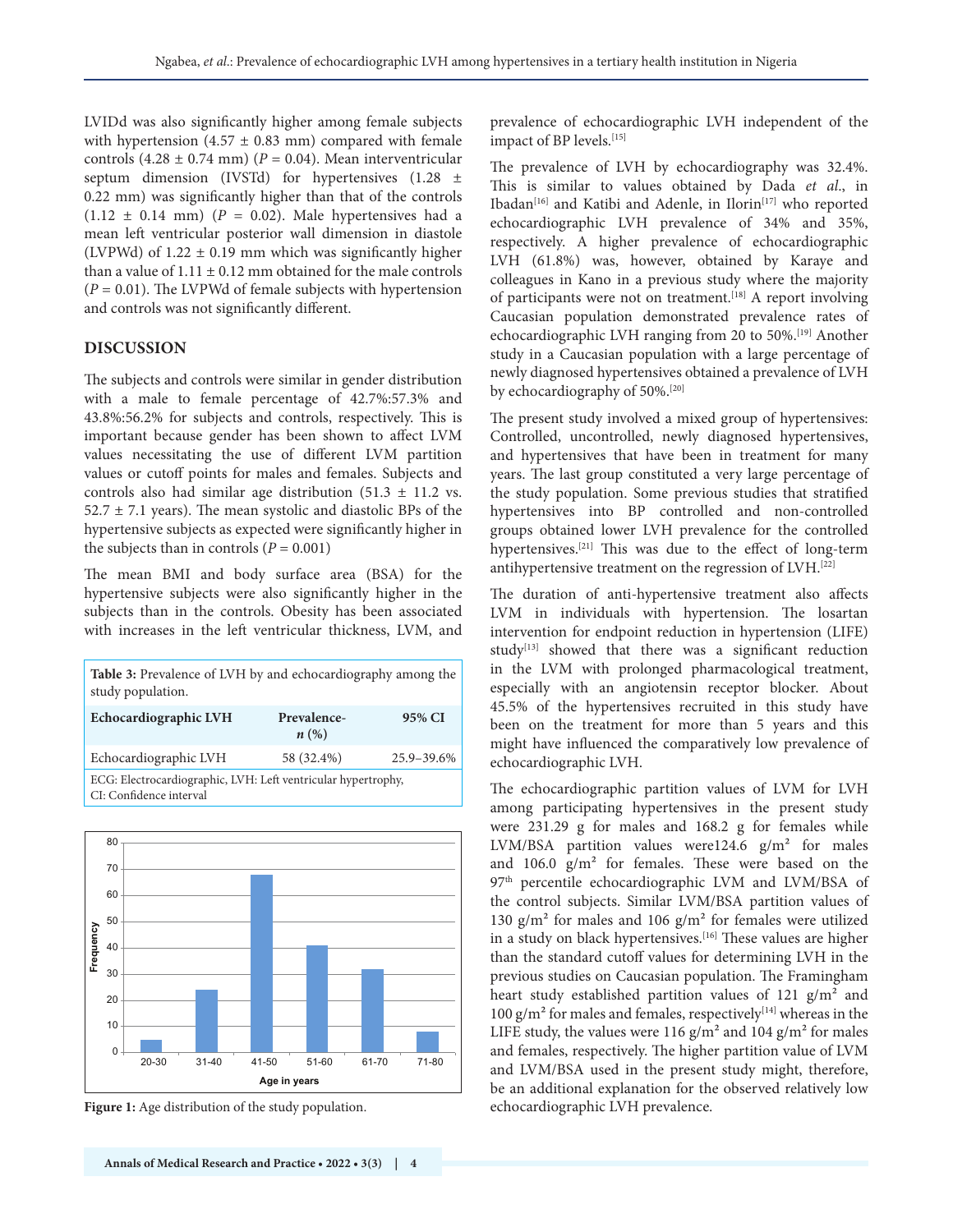LVIDd was also significantly higher among female subjects with hypertension (4.57 ± 0.83 mm) compared with female controls (4.28 ± 0.74 mm) ($P$ = 0.04). Mean interventricular septum dimension (IVSTd) for hypertensives (1.28 ± 0.22 mm) was significantly higher than that of the controls (1.12 ± 0.14 mm) ($P$ = 0.02). Male hypertensives had a mean left ventricular posterior wall dimension in diastole (LVPWd) of 1.22 ± 0.19 mm which was significantly higher than a value of 1.11 ± 0.12 mm obtained for the male controls ($P$ = 0.01). The LVPWd of female subjects with hypertension and controls was not significantly different.

## DISCUSSION

The subjects and controls were similar in gender distribution with a male to female percentage of 42.7%:57.3% and 43.8%:56.2% for subjects and controls, respectively. This is important because gender has been shown to affect LVM values necessitating the use of different LVM partition values or cutoff points for males and females. Subjects and controls also had similar age distribution (51.3 ± 11.2 vs. 52.7 ± 7.1 years). The mean systolic and diastolic BPs of the hypertensive subjects as expected were significantly higher in the subjects than in controls ($P$ = 0.001)

The mean BMI and body surface area (BSA) for the hypertensive subjects were also significantly higher in the subjects than in the controls. Obesity has been associated with increases in the left ventricular thickness, LVM, and prevalence of echocardiographic LVH independent of the impact of BP levels.[15]

**Table 3:** Prevalence of LVH by and echocardiography among the study population.

| Echocardiographic LVH | Prevalence-*n* (%) | 95% CI |
|---|---|---|
| Echocardiographic LVH | 58 (32.4%) | 25.9–39.6% |

ECG: Electrocardiographic, LVH: Left ventricular hypertrophy, CI: Confidence interval

**Figure 1:** Age distribution of the study population.

The prevalence of LVH by echocardiography was 32.4%. This is similar to values obtained by Dada *et al*., in Ibadan[16] and Katibi and Adenle, in Ilorin[17] who reported echocardiographic LVH prevalence of 34% and 35%, respectively. A higher prevalence of echocardiographic LVH (61.8%) was, however, obtained by Karaye and colleagues in Kano in a previous study where the majority of participants were not on treatment.[18] A report involving Caucasian population demonstrated prevalence rates of echocardiographic LVH ranging from 20 to 50%.[19] Another study in a Caucasian population with a large percentage of newly diagnosed hypertensives obtained a prevalence of LVH by echocardiography of 50%.[20]

The present study involved a mixed group of hypertensives: Controlled, uncontrolled, newly diagnosed hypertensives, and hypertensives that have been in treatment for many years. The last group constituted a very large percentage of the study population. Some previous studies that stratified hypertensives into BP controlled and non-controlled groups obtained lower LVH prevalence for the controlled hypertensives.[21] This was due to the effect of long-term antihypertensive treatment on the regression of LVH.[22]

The duration of anti-hypertensive treatment also affects LVM in individuals with hypertension. The losartan intervention for endpoint reduction in hypertension (LIFE) study[13] showed that there was a significant reduction in the LVM with prolonged pharmacological treatment, especially with an angiotensin receptor blocker. About 45.5% of the hypertensives recruited in this study have been on the treatment for more than 5 years and this might have influenced the comparatively low prevalence of echocardiographic LVH.

The echocardiographic partition values of LVM for LVH among participating hypertensives in the present study were 231.29 g for males and 168.2 g for females while LVM/BSA partition values were124.6 g/m² for males and 106.0 g/m² for females. These were based on the 97th percentile echocardiographic LVM and LVM/BSA of the control subjects. Similar LVM/BSA partition values of 130 g/m² for males and 106 g/m² for females were utilized in a study on black hypertensives.[16] These values are higher than the standard cutoff values for determining LVH in the previous studies on Caucasian population. The Framingham heart study established partition values of 121 g/m² and 100 g/m² for males and females, respectively[14] whereas in the LIFE study, the values were 116 g/m² and 104 g/m² for males and females, respectively. The higher partition value of LVM and LVM/BSA used in the present study might, therefore, be an additional explanation for the observed relatively low echocardiographic LVH prevalence.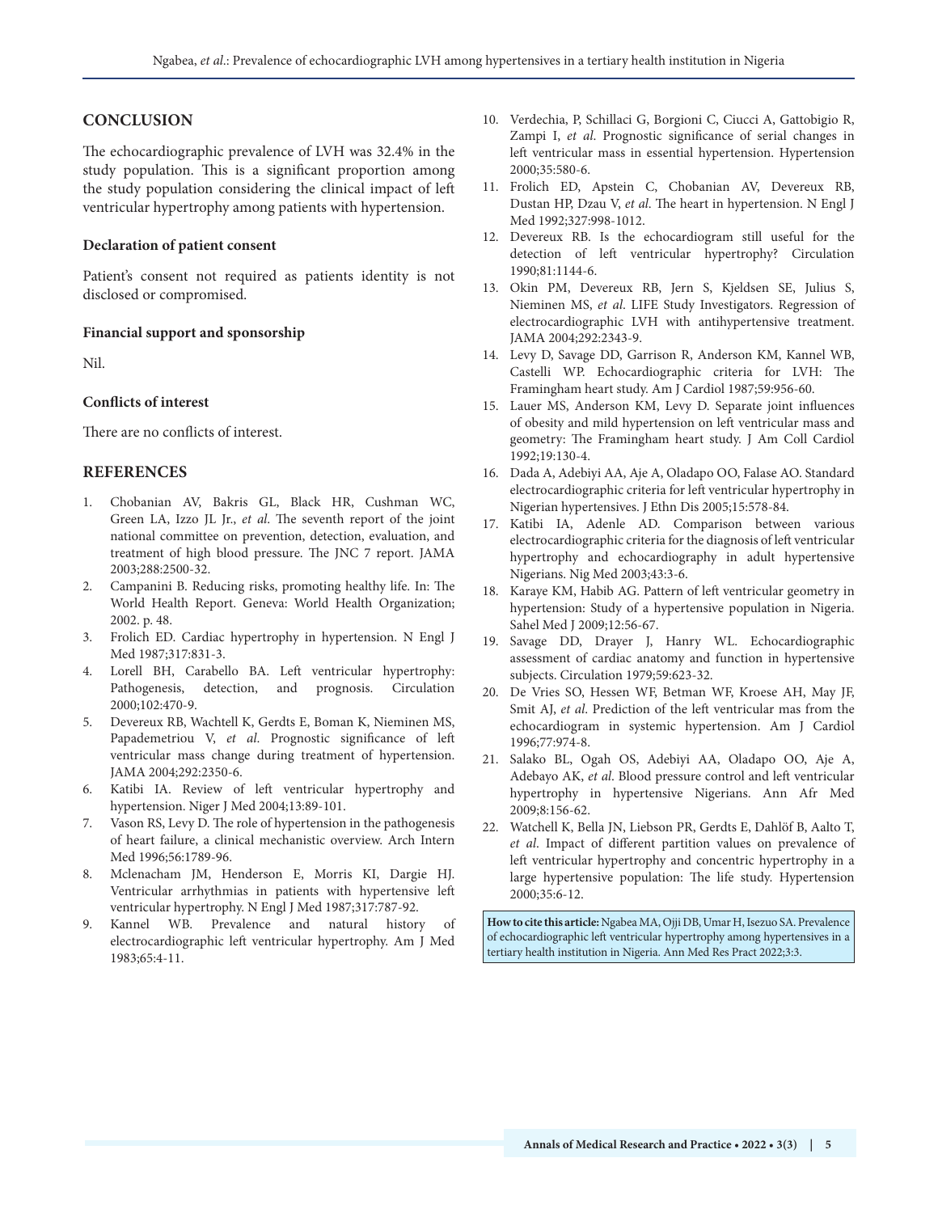## CONCLUSION

The echocardiographic prevalence of LVH was 32.4% in the study population. This is a significant proportion among the study population considering the clinical impact of left ventricular hypertrophy among patients with hypertension.

### Declaration of patient consent

Patient's consent not required as patients identity is not disclosed or compromised.

### Financial support and sponsorship

Nil.

### Conflicts of interest

There are no conflicts of interest.

## REFERENCES

1. Chobanian AV, Bakris GL, Black HR, Cushman WC, Green LA, Izzo JL Jr., *et al.* The seventh report of the joint national committee on prevention, detection, evaluation, and treatment of high blood pressure. The JNC 7 report. JAMA 2003;288:2500-32.
2. Campanini B. Reducing risks, promoting healthy life. In: The World Health Report. Geneva: World Health Organization; 2002. p. 48.
3. Frolich ED. Cardiac hypertrophy in hypertension. N Engl J Med 1987;317:831-3.
4. Lorell BH, Carabello BA. Left ventricular hypertrophy: Pathogenesis, detection, and prognosis. Circulation 2000;102:470-9.
5. Devereux RB, Wachtell K, Gerdts E, Boman K, Nieminen MS, Papademetriou V, *et al.* Prognostic significance of left ventricular mass change during treatment of hypertension. JAMA 2004;292:2350-6.
6. Katibi IA. Review of left ventricular hypertrophy and hypertension. Niger J Med 2004;13:89-101.
7. Vason RS, Levy D. The role of hypertension in the pathogenesis of heart failure, a clinical mechanistic overview. Arch Intern Med 1996;56:1789-96.
8. Mclenacham JM, Henderson E, Morris KI, Dargie HJ. Ventricular arrhythmias in patients with hypertensive left ventricular hypertrophy. N Engl J Med 1987;317:787-92.
9. Kannel WB. Prevalence and natural history of electrocardiographic left ventricular hypertrophy. Am J Med 1983;65:4-11.
10. Verdechia, P, Schillaci G, Borgioni C, Ciucci A, Gattobigio R, Zampi I, *et al.* Prognostic significance of serial changes in left ventricular mass in essential hypertension. Hypertension 2000;35:580-6.
11. Frolich ED, Apstein C, Chobanian AV, Devereux RB, Dustan HP, Dzau V, *et al.* The heart in hypertension. N Engl J Med 1992;327:998-1012.
12. Devereux RB. Is the echocardiogram still useful for the detection of left ventricular hypertrophy? Circulation 1990;81:1144-6.
13. Okin PM, Devereux RB, Jern S, Kjeldsen SE, Julius S, Nieminen MS, *et al.* LIFE Study Investigators. Regression of electrocardiographic LVH with antihypertensive treatment. JAMA 2004;292:2343-9.
14. Levy D, Savage DD, Garrison R, Anderson KM, Kannel WB, Castelli WP. Echocardiographic criteria for LVH: The Framingham heart study. Am J Cardiol 1987;59:956-60.
15. Lauer MS, Anderson KM, Levy D. Separate joint influences of obesity and mild hypertension on left ventricular mass and geometry: The Framingham heart study. J Am Coll Cardiol 1992;19:130-4.
16. Dada A, Adebiyi AA, Aje A, Oladapo OO, Falase AO. Standard electrocardiographic criteria for left ventricular hypertrophy in Nigerian hypertensives. J Ethn Dis 2005;15:578-84.
17. Katibi IA, Adenle AD. Comparison between various electrocardiographic criteria for the diagnosis of left ventricular hypertrophy and echocardiography in adult hypertensive Nigerians. Nig Med 2003;43:3-6.
18. Karaye KM, Habib AG. Pattern of left ventricular geometry in hypertension: Study of a hypertensive population in Nigeria. Sahel Med J 2009;12:56-67.
19. Savage DD, Drayer J, Hanry WL. Echocardiographic assessment of cardiac anatomy and function in hypertensive subjects. Circulation 1979;59:623-32.
20. De Vries SO, Hessen WF, Betman WF, Kroese AH, May JF, Smit AJ, *et al.* Prediction of the left ventricular mas from the echocardiogram in systemic hypertension. Am J Cardiol 1996;77:974-8.
21. Salako BL, Ogah OS, Adebiyi AA, Oladapo OO, Aje A, Adebayo AK, *et al.* Blood pressure control and left ventricular hypertrophy in hypertensive Nigerians. Ann Afr Med 2009;8:156-62.
22. Watchell K, Bella JN, Liebson PR, Gerdts E, Dahlöf B, Aalto T, *et al.* Impact of different partition values on prevalence of left ventricular hypertrophy and concentric hypertrophy in a large hypertensive population: The life study. Hypertension 2000;35:6-12.

**How to cite this article:** Ngabea MA, Ojji DB, Umar H, Isezuo SA. Prevalence of echocardiographic left ventricular hypertrophy among hypertensives in a tertiary health institution in Nigeria. Ann Med Res Pract 2022;3:3.